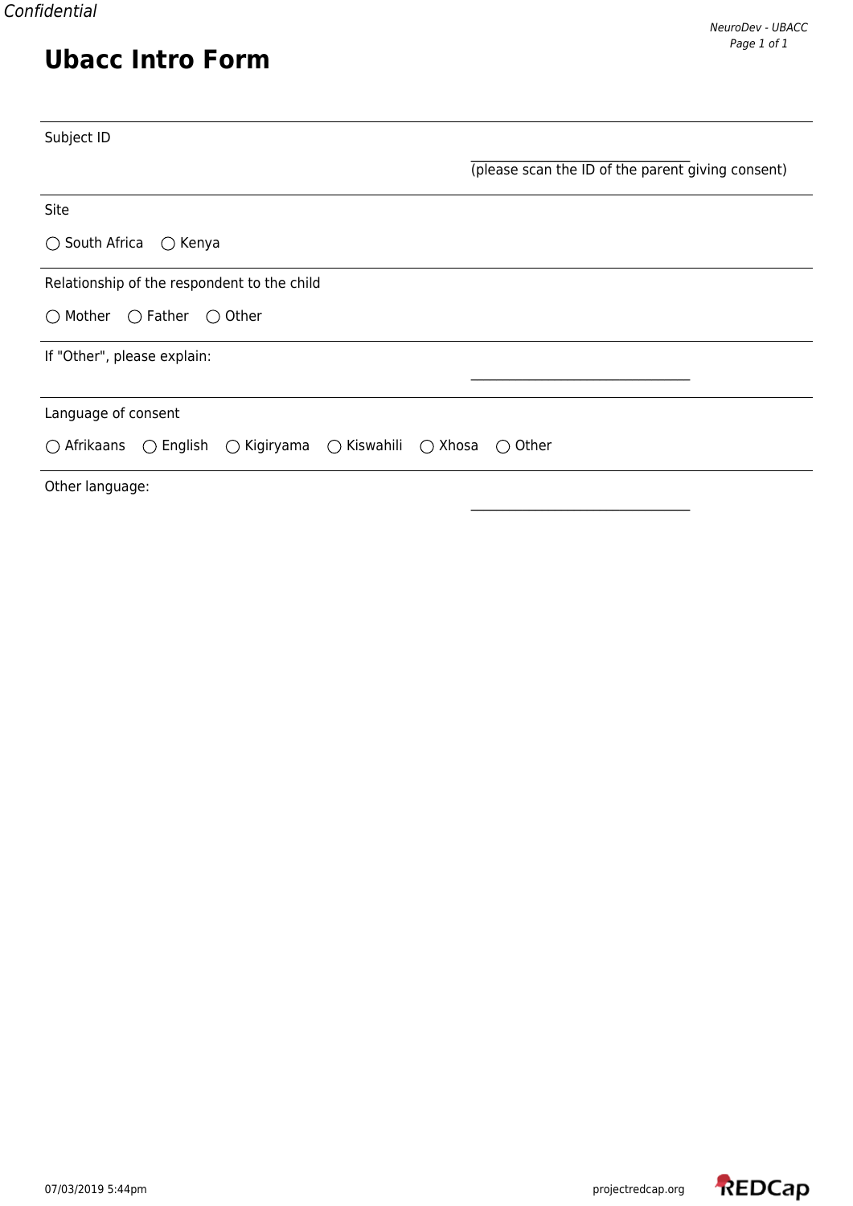Confidential

# Ubacc Intro Form

Subject ID

\_\_\_\_\_\_\_\_\_\_\_\_\_\_\_\_\_\_\_\_\_\_\_\_\_\_\_\_\_\_\_\_\_\_
(please scan the ID of the parent giving consent)

---

Site

○ South Africa ○ Kenya

---

Relationship of the respondent to the child

○ Mother ○ Father ○ Other

---

If "Other", please explain:

\_\_\_\_\_\_\_\_\_\_\_\_\_\_\_\_\_\_\_\_\_\_\_\_\_\_\_\_\_\_\_\_\_\_

---

Language of consent

○ Afrikaans ○ English ○ Kigiryama ○ Kiswahili ○ Xhosa ○ Other

---

Other language:

\_\_\_\_\_\_\_\_\_\_\_\_\_\_\_\_\_\_\_\_\_\_\_\_\_\_\_\_\_\_\_\_\_\_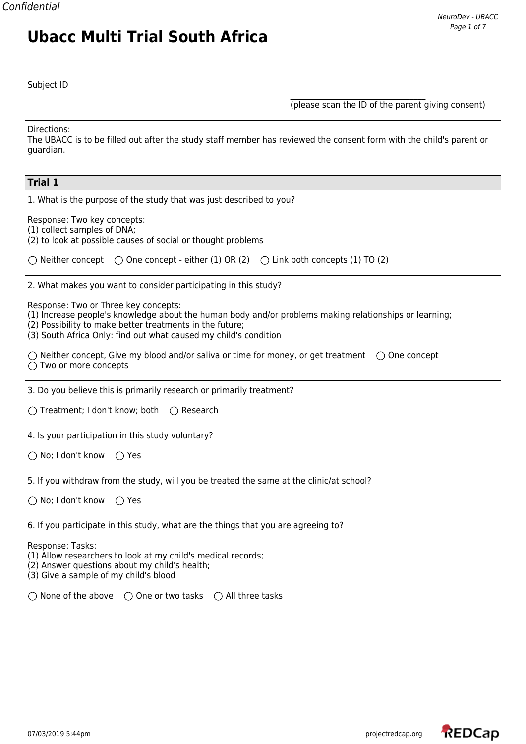Confidential

# Ubacc Multi Trial South Africa

Subject ID

\_\_\_\_\_\_\_\_\_\_\_\_\_\_\_\_\_\_\_\_\_\_\_\_\_\_\_\_\_\_\_\_
(please scan the ID of the parent giving consent)

Directions:
The UBACC is to be filled out after the study staff member has reviewed the consent form with the child's parent or guardian.

## Trial 1

1. What is the purpose of the study that was just described to you?

Response: Two key concepts:
(1) collect samples of DNA;
(2) to look at possible causes of social or thought problems

○ Neither concept ○ One concept - either (1) OR (2) ○ Link both concepts (1) TO (2)

2. What makes you want to consider participating in this study?

Response: Two or Three key concepts:
(1) Increase people's knowledge about the human body and/or problems making relationships or learning;
(2) Possibility to make better treatments in the future;
(3) South Africa Only: find out what caused my child's condition

○ Neither concept, Give my blood and/or saliva or time for money, or get treatment ○ One concept
○ Two or more concepts

3. Do you believe this is primarily research or primarily treatment?

○ Treatment; I don't know; both ○ Research

4. Is your participation in this study voluntary?

○ No; I don't know ○ Yes

5. If you withdraw from the study, will you be treated the same at the clinic/at school?

○ No; I don't know ○ Yes

6. If you participate in this study, what are the things that you are agreeing to?

Response: Tasks:
(1) Allow researchers to look at my child's medical records;
(2) Answer questions about my child's health;
(3) Give a sample of my child's blood

○ None of the above ○ One or two tasks ○ All three tasks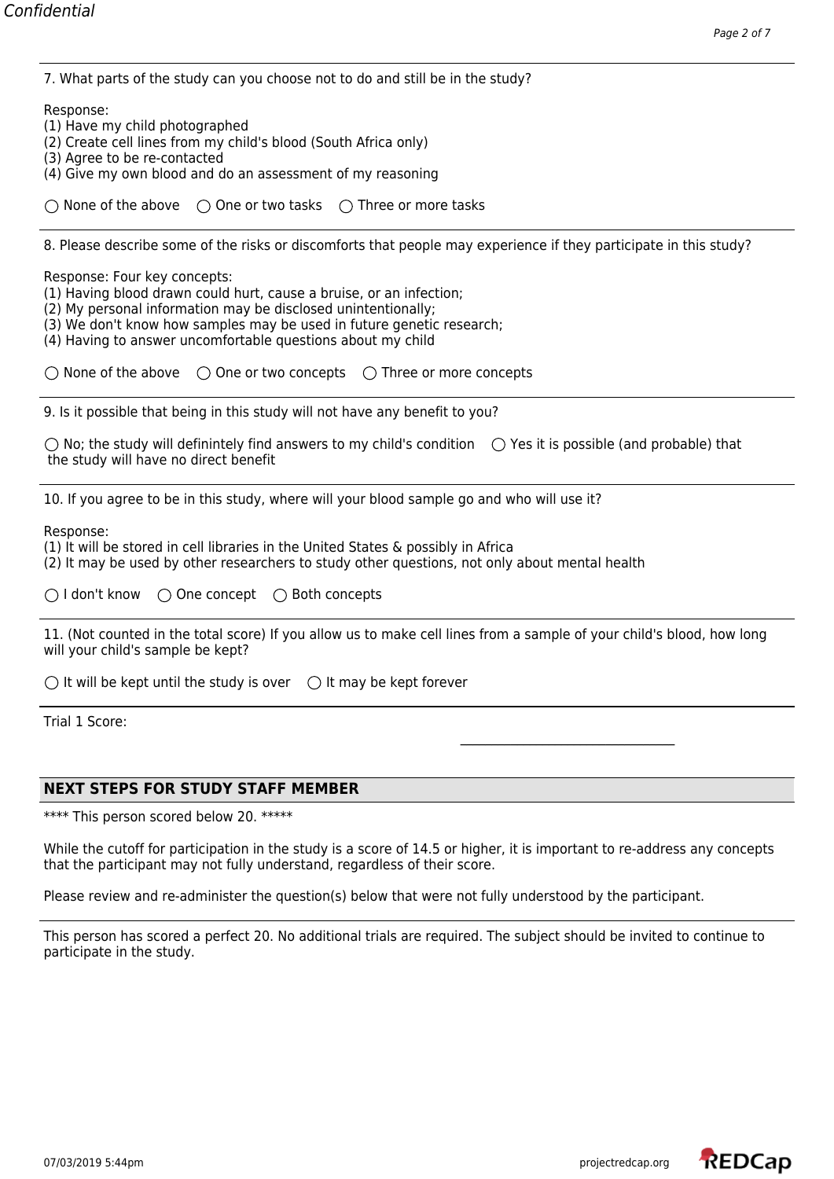7. What parts of the study can you choose not to do and still be in the study?

Response:
(1) Have my child photographed
(2) Create cell lines from my child's blood (South Africa only)
(3) Agree to be re-contacted
(4) Give my own blood and do an assessment of my reasoning

◯ None of the above ◯ One or two tasks ◯ Three or more tasks

---

8. Please describe some of the risks or discomforts that people may experience if they participate in this study?

Response: Four key concepts:
(1) Having blood drawn could hurt, cause a bruise, or an infection;
(2) My personal information may be disclosed unintentionally;
(3) We don't know how samples may be used in future genetic research;
(4) Having to answer uncomfortable questions about my child

◯ None of the above ◯ One or two concepts ◯ Three or more concepts

---

9. Is it possible that being in this study will not have any benefit to you?

◯ No; the study will definintely find answers to my child's condition ◯ Yes it is possible (and probable) that the study will have no direct benefit

---

10. If you agree to be in this study, where will your blood sample go and who will use it?

Response:
(1) It will be stored in cell libraries in the United States & possibly in Africa
(2) It may be used by other researchers to study other questions, not only about mental health

◯ I don't know ◯ One concept ◯ Both concepts

---

11. (Not counted in the total score) If you allow us to make cell lines from a sample of your child's blood, how long will your child's sample be kept?

◯ It will be kept until the study is over ◯ It may be kept forever

---

Trial 1 Score: ________________________________

## NEXT STEPS FOR STUDY STAFF MEMBER

**** This person scored below 20. *****

While the cutoff for participation in the study is a score of 14.5 or higher, it is important to re-address any concepts that the participant may not fully understand, regardless of their score.

Please review and re-administer the question(s) below that were not fully understood by the participant.

---

This person has scored a perfect 20. No additional trials are required. The subject should be invited to continue to participate in the study.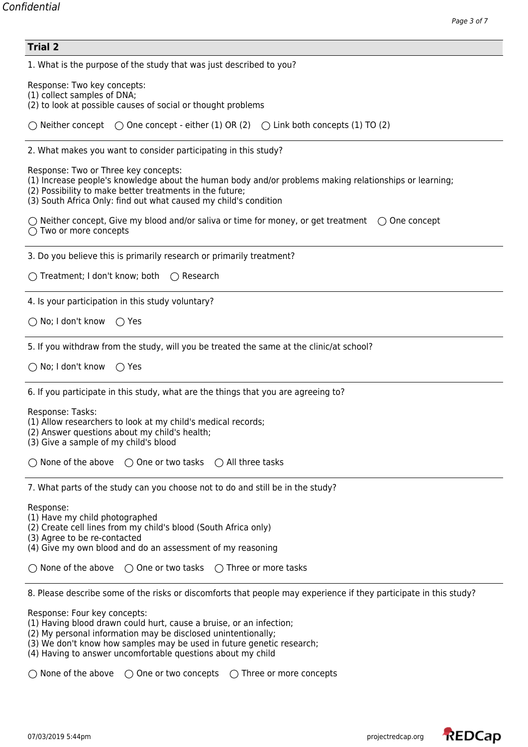## Trial 2

1. What is the purpose of the study that was just described to you?

Response: Two key concepts:
(1) collect samples of DNA;
(2) to look at possible causes of social or thought problems

◯ Neither concept ◯ One concept - either (1) OR (2) ◯ Link both concepts (1) TO (2)

---

2. What makes you want to consider participating in this study?

Response: Two or Three key concepts:
(1) Increase people's knowledge about the human body and/or problems making relationships or learning;
(2) Possibility to make better treatments in the future;
(3) South Africa Only: find out what caused my child's condition

◯ Neither concept, Give my blood and/or saliva or time for money, or get treatment ◯ One concept
◯ Two or more concepts

---

3. Do you believe this is primarily research or primarily treatment?

◯ Treatment; I don't know; both ◯ Research

---

4. Is your participation in this study voluntary?

◯ No; I don't know ◯ Yes

---

5. If you withdraw from the study, will you be treated the same at the clinic/at school?

◯ No; I don't know ◯ Yes

---

6. If you participate in this study, what are the things that you are agreeing to?

Response: Tasks:
(1) Allow researchers to look at my child's medical records;
(2) Answer questions about my child's health;
(3) Give a sample of my child's blood

◯ None of the above ◯ One or two tasks ◯ All three tasks

---

7. What parts of the study can you choose not to do and still be in the study?

Response:
(1) Have my child photographed
(2) Create cell lines from my child's blood (South Africa only)
(3) Agree to be re-contacted
(4) Give my own blood and do an assessment of my reasoning

◯ None of the above ◯ One or two tasks ◯ Three or more tasks

---

8. Please describe some of the risks or discomforts that people may experience if they participate in this study?

Response: Four key concepts:
(1) Having blood drawn could hurt, cause a bruise, or an infection;
(2) My personal information may be disclosed unintentionally;
(3) We don't know how samples may be used in future genetic research;
(4) Having to answer uncomfortable questions about my child

◯ None of the above ◯ One or two concepts ◯ Three or more concepts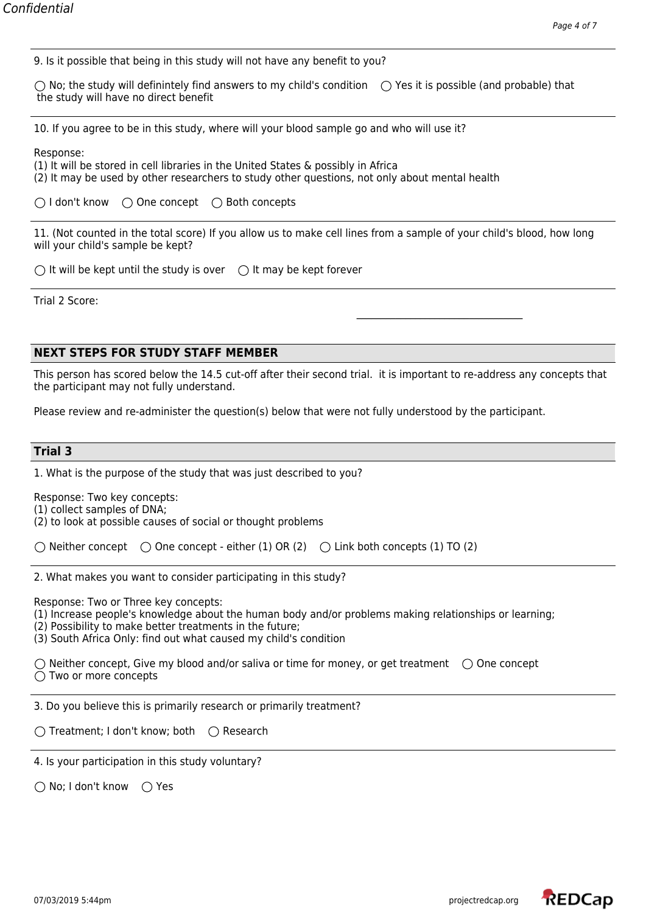9. Is it possible that being in this study will not have any benefit to you?

◯ No; the study will definintely find answers to my child's condition ◯ Yes it is possible (and probable) that the study will have no direct benefit

10. If you agree to be in this study, where will your blood sample go and who will use it?

Response:
(1) It will be stored in cell libraries in the United States & possibly in Africa
(2) It may be used by other researchers to study other questions, not only about mental health

◯ I don't know ◯ One concept ◯ Both concepts

11. (Not counted in the total score) If you allow us to make cell lines from a sample of your child's blood, how long will your child's sample be kept?

◯ It will be kept until the study is over ◯ It may be kept forever

Trial 2 Score: ________________________________

## NEXT STEPS FOR STUDY STAFF MEMBER

This person has scored below the 14.5 cut-off after their second trial. it is important to re-address any concepts that the participant may not fully understand.

Please review and re-administer the question(s) below that were not fully understood by the participant.

## Trial 3

1. What is the purpose of the study that was just described to you?

Response: Two key concepts:
(1) collect samples of DNA;
(2) to look at possible causes of social or thought problems

◯ Neither concept ◯ One concept - either (1) OR (2) ◯ Link both concepts (1) TO (2)

2. What makes you want to consider participating in this study?

Response: Two or Three key concepts:
(1) Increase people's knowledge about the human body and/or problems making relationships or learning;
(2) Possibility to make better treatments in the future;
(3) South Africa Only: find out what caused my child's condition

◯ Neither concept, Give my blood and/or saliva or time for money, or get treatment ◯ One concept
◯ Two or more concepts

3. Do you believe this is primarily research or primarily treatment?

◯ Treatment; I don't know; both ◯ Research

4. Is your participation in this study voluntary?

◯ No; I don't know ◯ Yes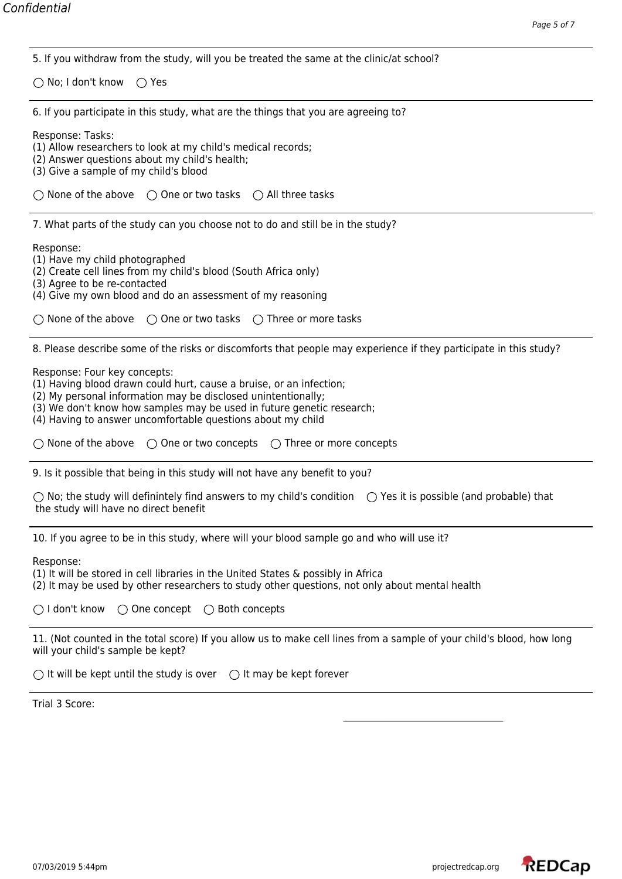5. If you withdraw from the study, will you be treated the same at the clinic/at school?

◯ No; I don't know ◯ Yes

6. If you participate in this study, what are the things that you are agreeing to?

Response: Tasks:
(1) Allow researchers to look at my child's medical records;
(2) Answer questions about my child's health;
(3) Give a sample of my child's blood

◯ None of the above ◯ One or two tasks ◯ All three tasks

7. What parts of the study can you choose not to do and still be in the study?

Response:
(1) Have my child photographed
(2) Create cell lines from my child's blood (South Africa only)
(3) Agree to be re-contacted
(4) Give my own blood and do an assessment of my reasoning

◯ None of the above ◯ One or two tasks ◯ Three or more tasks

8. Please describe some of the risks or discomforts that people may experience if they participate in this study?

Response: Four key concepts:
(1) Having blood drawn could hurt, cause a bruise, or an infection;
(2) My personal information may be disclosed unintentionally;
(3) We don't know how samples may be used in future genetic research;
(4) Having to answer uncomfortable questions about my child

◯ None of the above ◯ One or two concepts ◯ Three or more concepts

9. Is it possible that being in this study will not have any benefit to you?

◯ No; the study will definintely find answers to my child's condition ◯ Yes it is possible (and probable) that the study will have no direct benefit

10. If you agree to be in this study, where will your blood sample go and who will use it?

Response:
(1) It will be stored in cell libraries in the United States & possibly in Africa
(2) It may be used by other researchers to study other questions, not only about mental health

◯ I don't know ◯ One concept ◯ Both concepts

11. (Not counted in the total score) If you allow us to make cell lines from a sample of your child's blood, how long will your child's sample be kept?

◯ It will be kept until the study is over ◯ It may be kept forever

Trial 3 Score: ______________________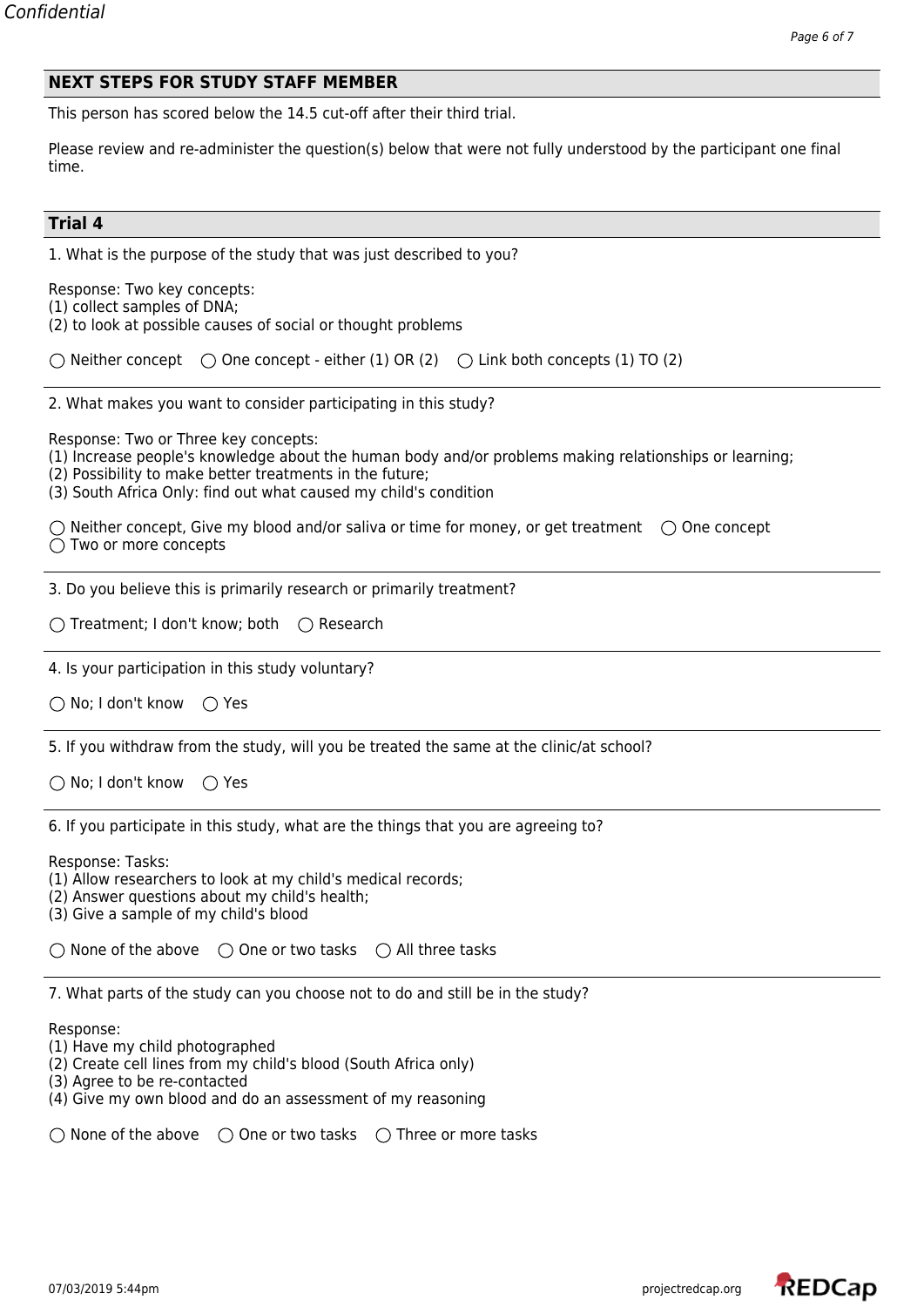## NEXT STEPS FOR STUDY STAFF MEMBER

This person has scored below the 14.5 cut-off after their third trial.

Please review and re-administer the question(s) below that were not fully understood by the participant one final time.

## Trial 4

1. What is the purpose of the study that was just described to you?

Response: Two key concepts:
(1) collect samples of DNA;
(2) to look at possible causes of social or thought problems

○ Neither concept ○ One concept - either (1) OR (2) ○ Link both concepts (1) TO (2)

2. What makes you want to consider participating in this study?

Response: Two or Three key concepts:
(1) Increase people's knowledge about the human body and/or problems making relationships or learning;
(2) Possibility to make better treatments in the future;
(3) South Africa Only: find out what caused my child's condition

○ Neither concept, Give my blood and/or saliva or time for money, or get treatment ○ One concept
○ Two or more concepts

3. Do you believe this is primarily research or primarily treatment?

○ Treatment; I don't know; both ○ Research

4. Is your participation in this study voluntary?

○ No; I don't know ○ Yes

5. If you withdraw from the study, will you be treated the same at the clinic/at school?

○ No; I don't know ○ Yes

6. If you participate in this study, what are the things that you are agreeing to?

Response: Tasks:
(1) Allow researchers to look at my child's medical records;
(2) Answer questions about my child's health;
(3) Give a sample of my child's blood

○ None of the above ○ One or two tasks ○ All three tasks

7. What parts of the study can you choose not to do and still be in the study?

Response:
(1) Have my child photographed
(2) Create cell lines from my child's blood (South Africa only)
(3) Agree to be re-contacted
(4) Give my own blood and do an assessment of my reasoning

○ None of the above ○ One or two tasks ○ Three or more tasks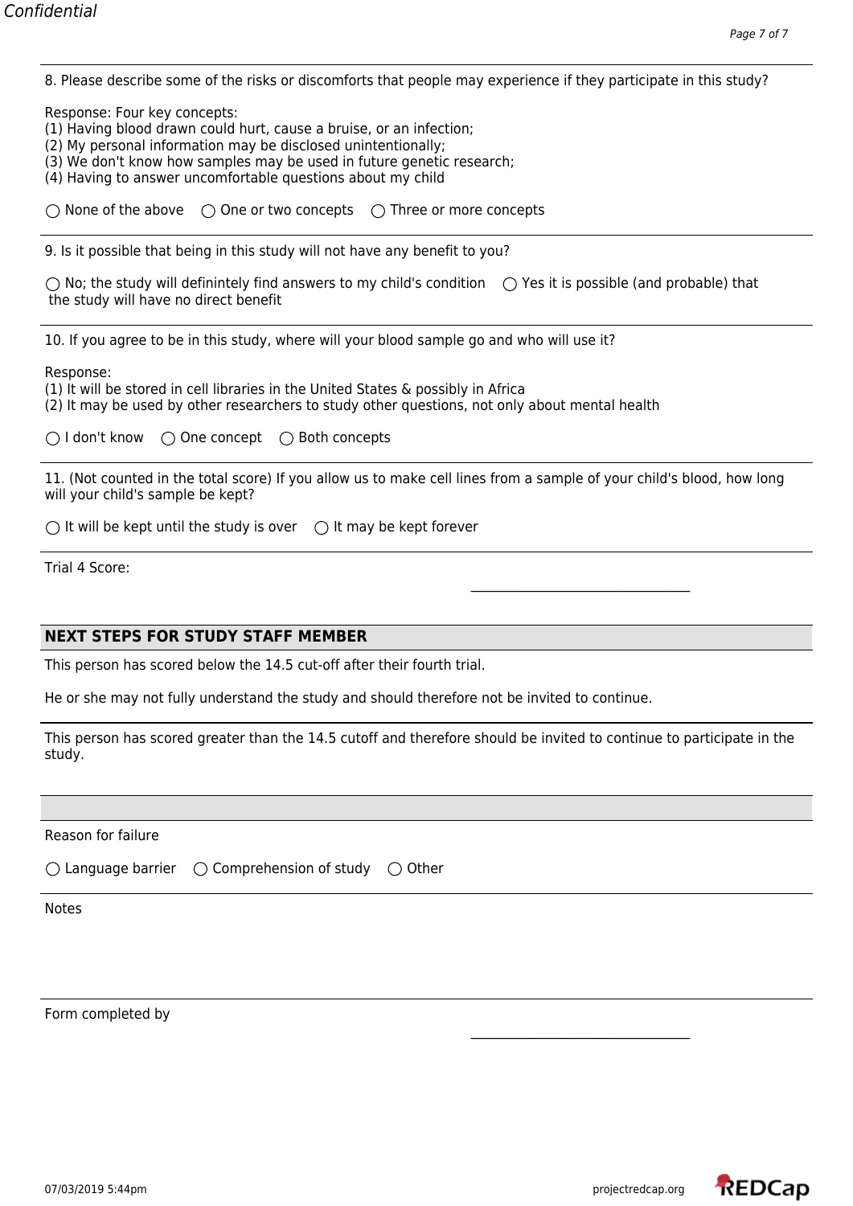8. Please describe some of the risks or discomforts that people may experience if they participate in this study?

Response: Four key concepts:
(1) Having blood drawn could hurt, cause a bruise, or an infection;
(2) My personal information may be disclosed unintentionally;
(3) We don't know how samples may be used in future genetic research;
(4) Having to answer uncomfortable questions about my child

○ None of the above ○ One or two concepts ○ Three or more concepts

9. Is it possible that being in this study will not have any benefit to you?

○ No; the study will definintely find answers to my child's condition ○ Yes it is possible (and probable) that the study will have no direct benefit

10. If you agree to be in this study, where will your blood sample go and who will use it?

Response:
(1) It will be stored in cell libraries in the United States & possibly in Africa
(2) It may be used by other researchers to study other questions, not only about mental health

○ I don't know ○ One concept ○ Both concepts

11. (Not counted in the total score) If you allow us to make cell lines from a sample of your child's blood, how long will your child's sample be kept?

○ It will be kept until the study is over ○ It may be kept forever

Trial 4 Score: ______________________________

## NEXT STEPS FOR STUDY STAFF MEMBER

This person has scored below the 14.5 cut-off after their fourth trial.

He or she may not fully understand the study and should therefore not be invited to continue.

This person has scored greater than the 14.5 cutoff and therefore should be invited to continue to participate in the study.

Reason for failure

○ Language barrier ○ Comprehension of study ○ Other

Notes

Form completed by ______________________________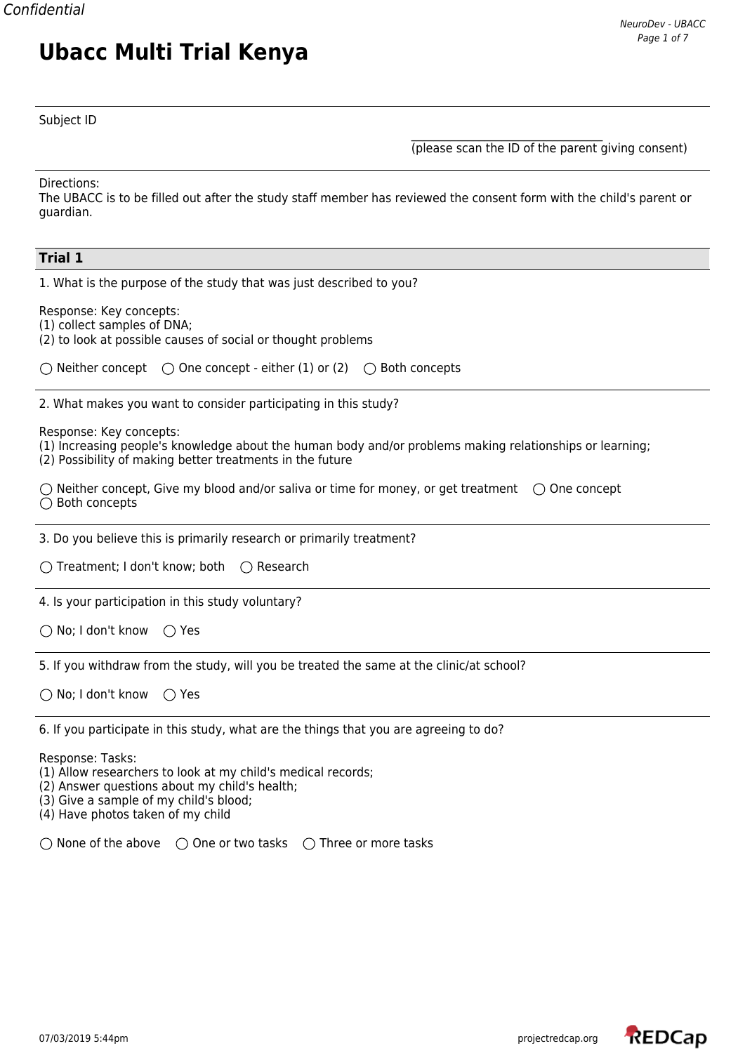Confidential

# Ubacc Multi Trial Kenya

Subject ID

\_\_\_\_\_\_\_\_\_\_\_\_\_\_\_\_\_\_\_\_\_\_\_\_\_\_\_\_\_\_\_\_
(please scan the ID of the parent giving consent)

Directions:
The UBACC is to be filled out after the study staff member has reviewed the consent form with the child's parent or guardian.

## Trial 1

1. What is the purpose of the study that was just described to you?

Response: Key concepts:
(1) collect samples of DNA;
(2) to look at possible causes of social or thought problems

◯ Neither concept ◯ One concept - either (1) or (2) ◯ Both concepts

2. What makes you want to consider participating in this study?

Response: Key concepts:
(1) Increasing people's knowledge about the human body and/or problems making relationships or learning;
(2) Possibility of making better treatments in the future

◯ Neither concept, Give my blood and/or saliva or time for money, or get treatment ◯ One concept
◯ Both concepts

3. Do you believe this is primarily research or primarily treatment?

◯ Treatment; I don't know; both ◯ Research

4. Is your participation in this study voluntary?

◯ No; I don't know ◯ Yes

5. If you withdraw from the study, will you be treated the same at the clinic/at school?

◯ No; I don't know ◯ Yes

6. If you participate in this study, what are the things that you are agreeing to do?

Response: Tasks:
(1) Allow researchers to look at my child's medical records;
(2) Answer questions about my child's health;
(3) Give a sample of my child's blood;
(4) Have photos taken of my child

◯ None of the above ◯ One or two tasks ◯ Three or more tasks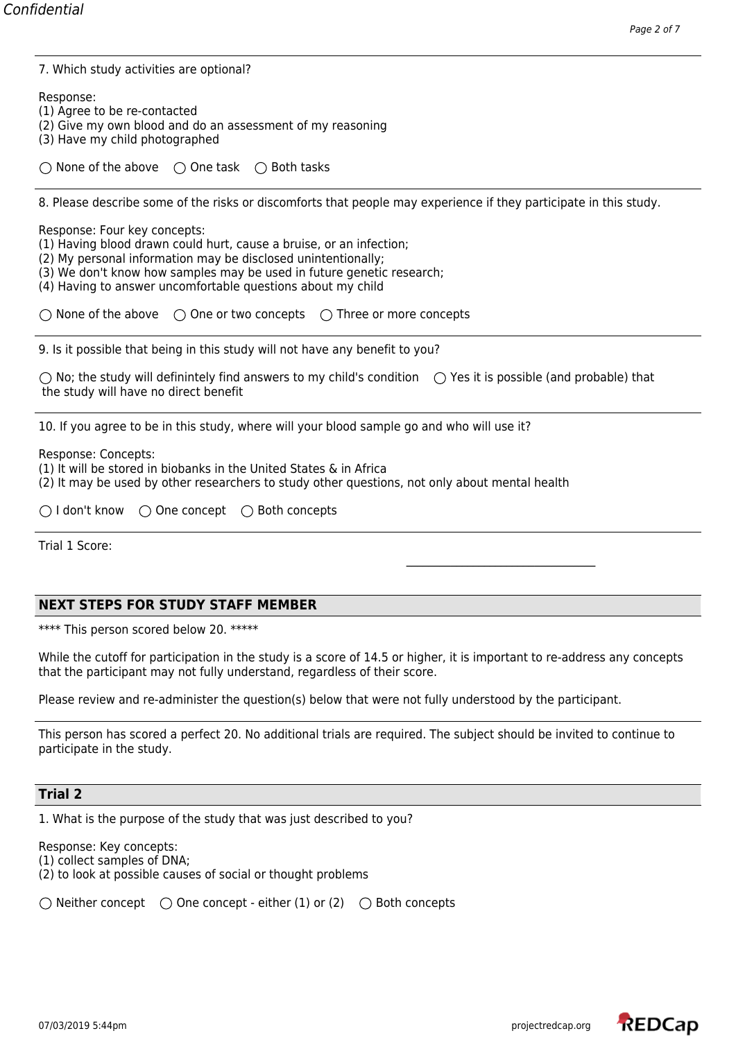7. Which study activities are optional?

Response:
(1) Agree to be re-contacted
(2) Give my own blood and do an assessment of my reasoning
(3) Have my child photographed

◯ None of the above ◯ One task ◯ Both tasks

---

8. Please describe some of the risks or discomforts that people may experience if they participate in this study.

Response: Four key concepts:
(1) Having blood drawn could hurt, cause a bruise, or an infection;
(2) My personal information may be disclosed unintentionally;
(3) We don't know how samples may be used in future genetic research;
(4) Having to answer uncomfortable questions about my child

◯ None of the above ◯ One or two concepts ◯ Three or more concepts

---

9. Is it possible that being in this study will not have any benefit to you?

◯ No; the study will definintely find answers to my child's condition ◯ Yes it is possible (and probable) that the study will have no direct benefit

---

10. If you agree to be in this study, where will your blood sample go and who will use it?

Response: Concepts:
(1) It will be stored in biobanks in the United States & in Africa
(2) It may be used by other researchers to study other questions, not only about mental health

◯ I don't know ◯ One concept ◯ Both concepts

---

Trial 1 Score: ______________________________

## NEXT STEPS FOR STUDY STAFF MEMBER

**** This person scored below 20. *****

While the cutoff for participation in the study is a score of 14.5 or higher, it is important to re-address any concepts that the participant may not fully understand, regardless of their score.

Please review and re-administer the question(s) below that were not fully understood by the participant.

---

This person has scored a perfect 20. No additional trials are required. The subject should be invited to continue to participate in the study.

## Trial 2

1. What is the purpose of the study that was just described to you?

Response: Key concepts:
(1) collect samples of DNA;
(2) to look at possible causes of social or thought problems

◯ Neither concept ◯ One concept - either (1) or (2) ◯ Both concepts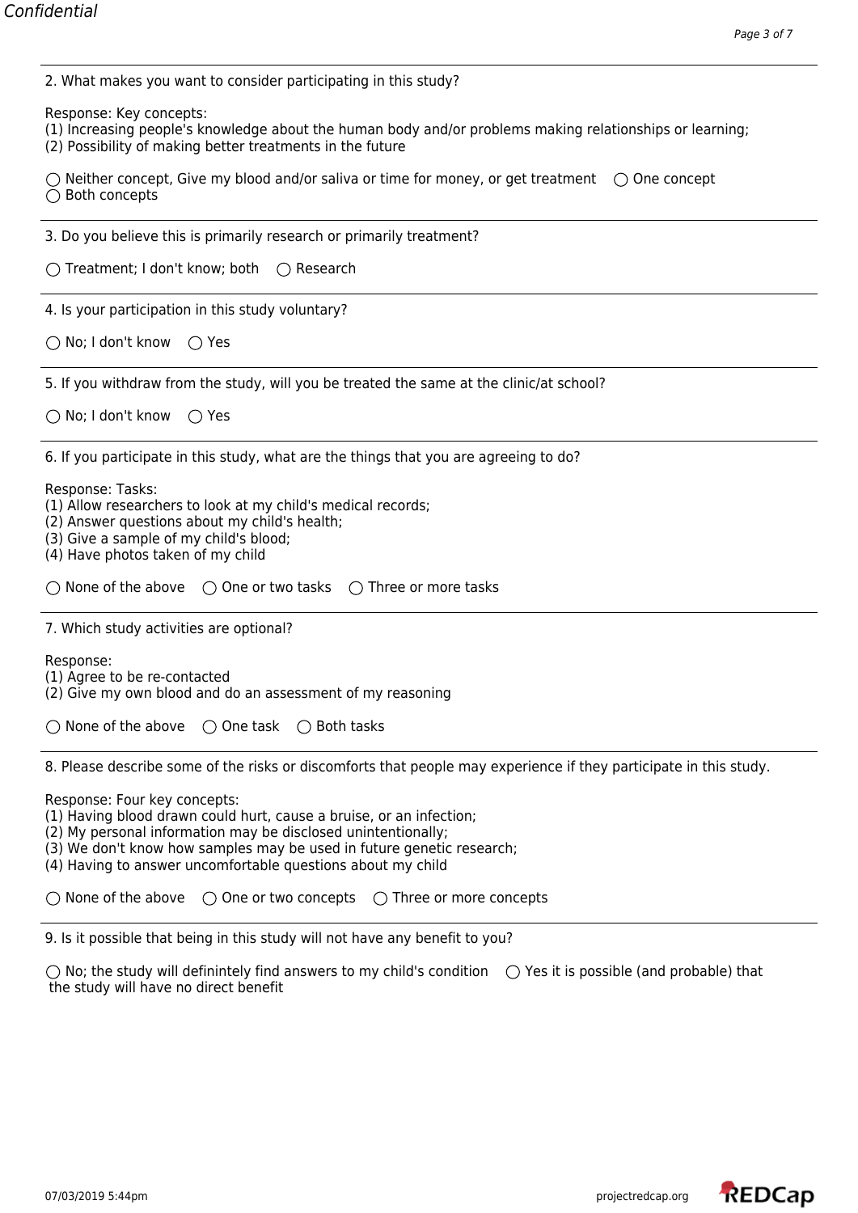2. What makes you want to consider participating in this study?

Response: Key concepts:
(1) Increasing people's knowledge about the human body and/or problems making relationships or learning;
(2) Possibility of making better treatments in the future

◯ Neither concept, Give my blood and/or saliva or time for money, or get treatment ◯ One concept
◯ Both concepts

---

3. Do you believe this is primarily research or primarily treatment?

◯ Treatment; I don't know; both ◯ Research

---

4. Is your participation in this study voluntary?

◯ No; I don't know ◯ Yes

---

5. If you withdraw from the study, will you be treated the same at the clinic/at school?

◯ No; I don't know ◯ Yes

---

6. If you participate in this study, what are the things that you are agreeing to do?

Response: Tasks:
(1) Allow researchers to look at my child's medical records;
(2) Answer questions about my child's health;
(3) Give a sample of my child's blood;
(4) Have photos taken of my child

◯ None of the above ◯ One or two tasks ◯ Three or more tasks

---

7. Which study activities are optional?

Response:
(1) Agree to be re-contacted
(2) Give my own blood and do an assessment of my reasoning

◯ None of the above ◯ One task ◯ Both tasks

---

8. Please describe some of the risks or discomforts that people may experience if they participate in this study.

Response: Four key concepts:
(1) Having blood drawn could hurt, cause a bruise, or an infection;
(2) My personal information may be disclosed unintentionally;
(3) We don't know how samples may be used in future genetic research;
(4) Having to answer uncomfortable questions about my child

◯ None of the above ◯ One or two concepts ◯ Three or more concepts

---

9. Is it possible that being in this study will not have any benefit to you?

◯ No; the study will definintely find answers to my child's condition ◯ Yes it is possible (and probable) that the study will have no direct benefit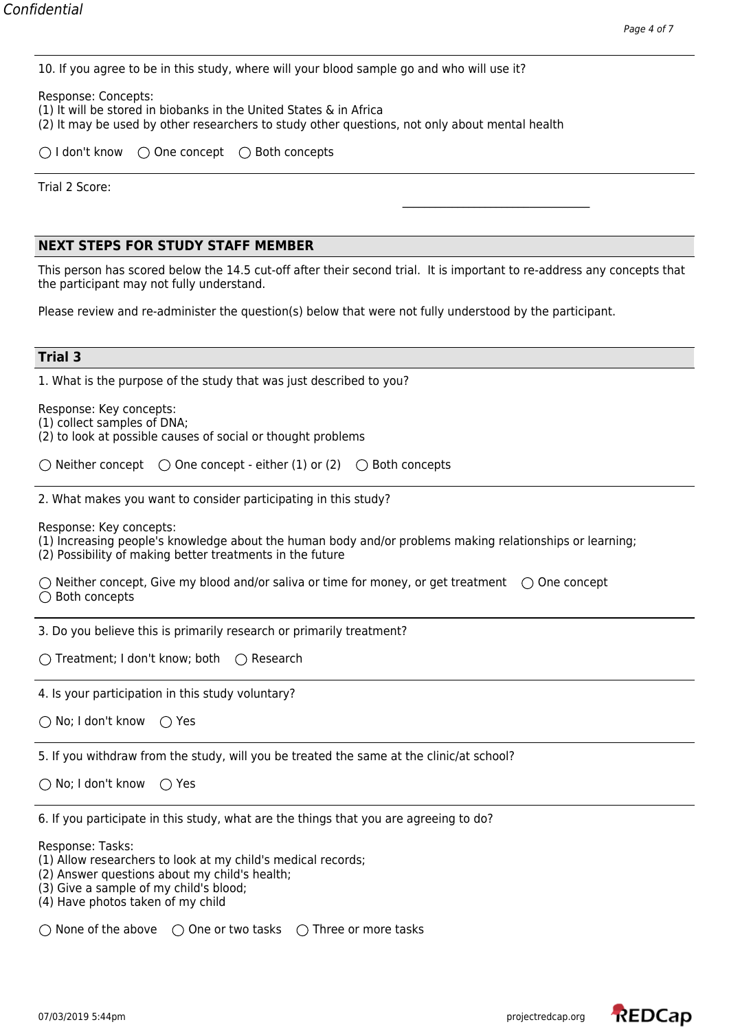10. If you agree to be in this study, where will your blood sample go and who will use it?

Response: Concepts:
(1) It will be stored in biobanks in the United States & in Africa
(2) It may be used by other researchers to study other questions, not only about mental health

◯ I don't know ◯ One concept ◯ Both concepts

Trial 2 Score: \_\_\_\_\_\_\_\_\_\_\_\_\_\_\_\_\_\_\_\_\_\_\_\_\_\_\_\_\_\_\_\_

## NEXT STEPS FOR STUDY STAFF MEMBER

This person has scored below the 14.5 cut-off after their second trial. It is important to re-address any concepts that the participant may not fully understand.

Please review and re-administer the question(s) below that were not fully understood by the participant.

## Trial 3

1. What is the purpose of the study that was just described to you?

Response: Key concepts:
(1) collect samples of DNA;
(2) to look at possible causes of social or thought problems

◯ Neither concept ◯ One concept - either (1) or (2) ◯ Both concepts

2. What makes you want to consider participating in this study?

Response: Key concepts:
(1) Increasing people's knowledge about the human body and/or problems making relationships or learning;
(2) Possibility of making better treatments in the future

◯ Neither concept, Give my blood and/or saliva or time for money, or get treatment ◯ One concept
◯ Both concepts

3. Do you believe this is primarily research or primarily treatment?

◯ Treatment; I don't know; both ◯ Research

4. Is your participation in this study voluntary?

◯ No; I don't know ◯ Yes

5. If you withdraw from the study, will you be treated the same at the clinic/at school?

◯ No; I don't know ◯ Yes

6. If you participate in this study, what are the things that you are agreeing to do?

Response: Tasks:
(1) Allow researchers to look at my child's medical records;
(2) Answer questions about my child's health;
(3) Give a sample of my child's blood;
(4) Have photos taken of my child

◯ None of the above ◯ One or two tasks ◯ Three or more tasks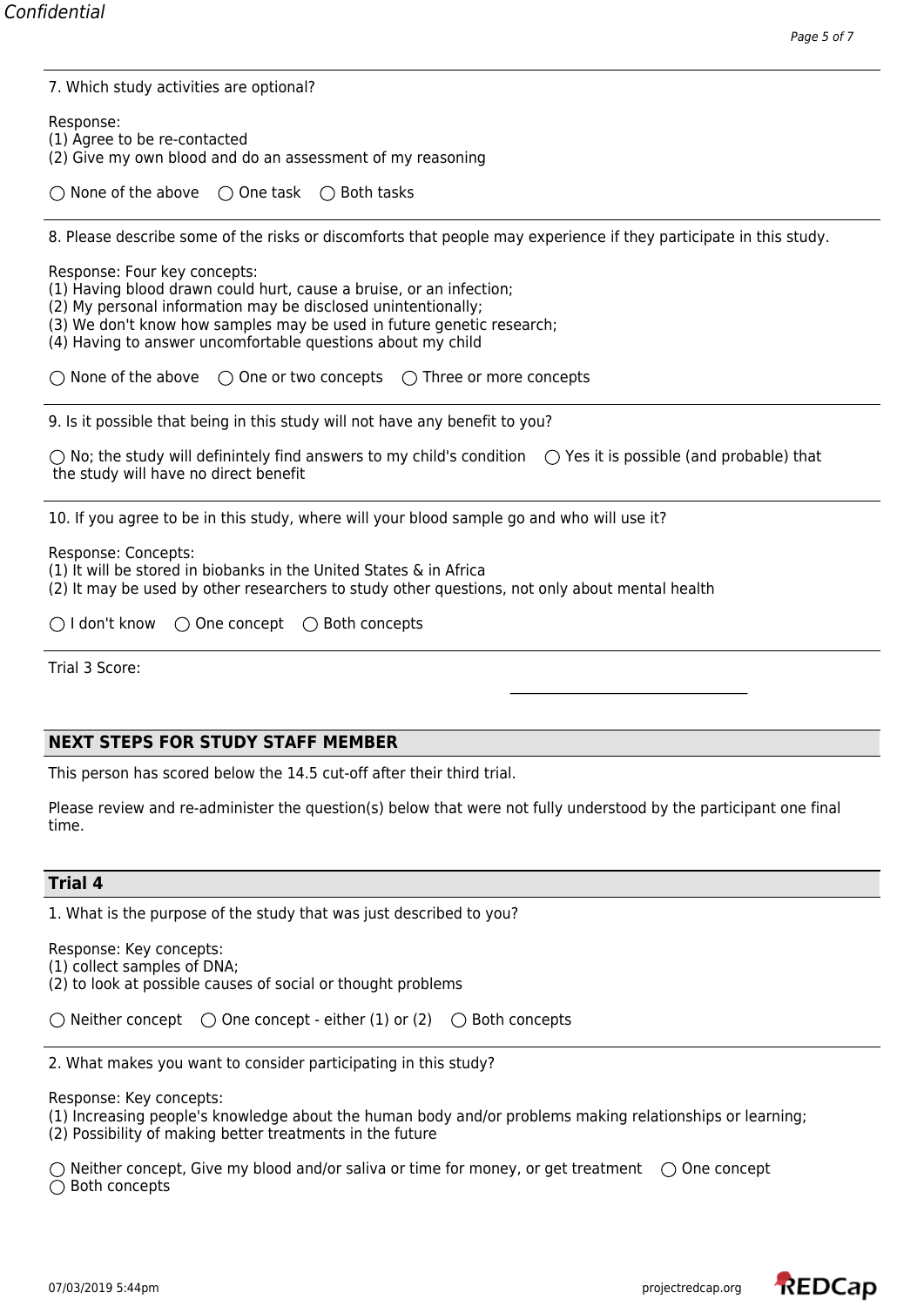7. Which study activities are optional?

Response:
(1) Agree to be re-contacted
(2) Give my own blood and do an assessment of my reasoning

◯ None of the above ◯ One task ◯ Both tasks

---

8. Please describe some of the risks or discomforts that people may experience if they participate in this study.

Response: Four key concepts:
(1) Having blood drawn could hurt, cause a bruise, or an infection;
(2) My personal information may be disclosed unintentionally;
(3) We don't know how samples may be used in future genetic research;
(4) Having to answer uncomfortable questions about my child

◯ None of the above ◯ One or two concepts ◯ Three or more concepts

---

9. Is it possible that being in this study will not have any benefit to you?

◯ No; the study will definintely find answers to my child's condition ◯ Yes it is possible (and probable) that the study will have no direct benefit

---

10. If you agree to be in this study, where will your blood sample go and who will use it?

Response: Concepts:
(1) It will be stored in biobanks in the United States & in Africa
(2) It may be used by other researchers to study other questions, not only about mental health

◯ I don't know ◯ One concept ◯ Both concepts

---

Trial 3 Score: ________________________________

## NEXT STEPS FOR STUDY STAFF MEMBER

This person has scored below the 14.5 cut-off after their third trial.

Please review and re-administer the question(s) below that were not fully understood by the participant one final time.

## Trial 4

1. What is the purpose of the study that was just described to you?

Response: Key concepts:
(1) collect samples of DNA;
(2) to look at possible causes of social or thought problems

◯ Neither concept ◯ One concept - either (1) or (2) ◯ Both concepts

---

2. What makes you want to consider participating in this study?

Response: Key concepts:
(1) Increasing people's knowledge about the human body and/or problems making relationships or learning;
(2) Possibility of making better treatments in the future

◯ Neither concept, Give my blood and/or saliva or time for money, or get treatment ◯ One concept ◯ Both concepts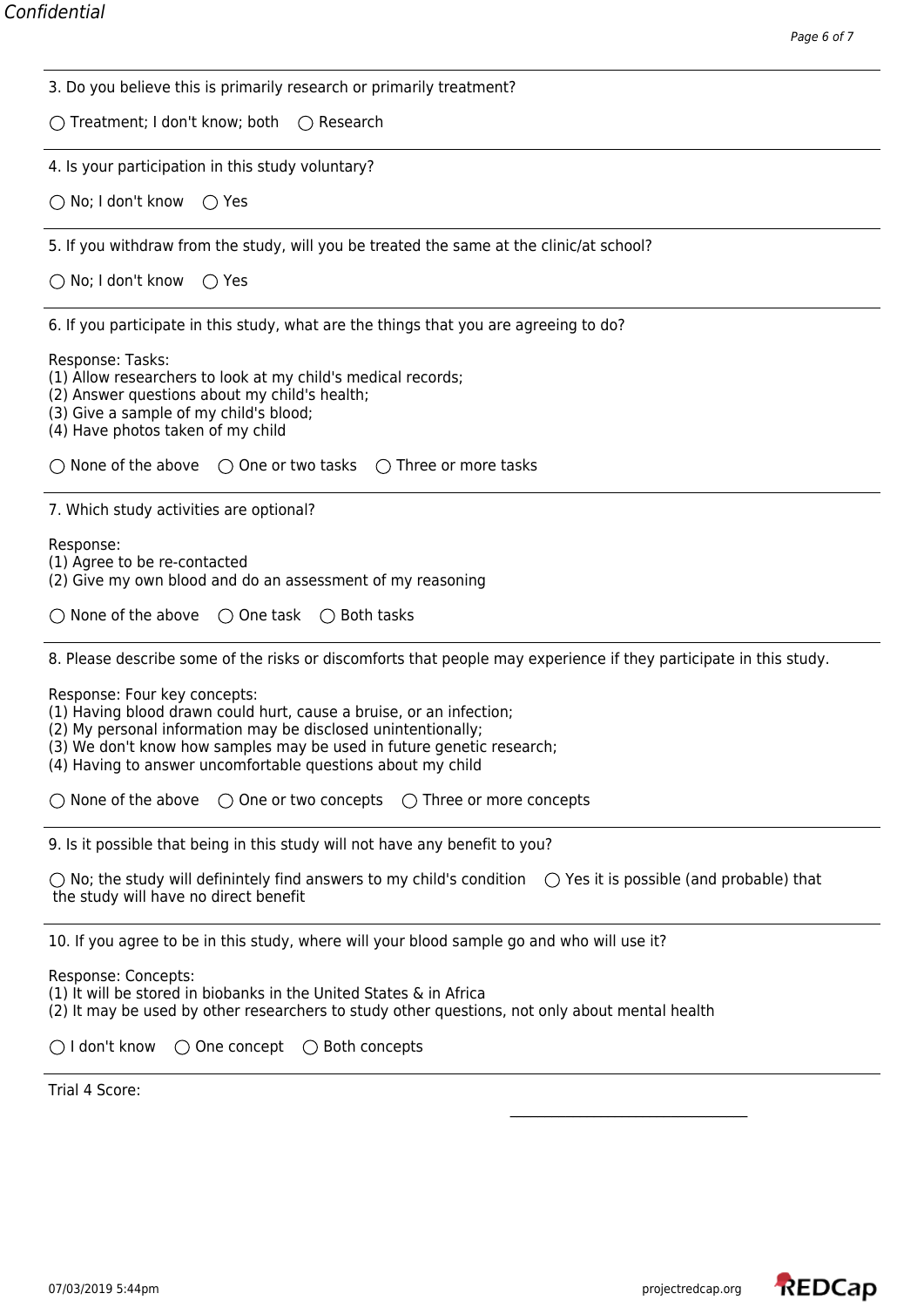3. Do you believe this is primarily research or primarily treatment?

◯ Treatment; I don't know; both ◯ Research

---

4. Is your participation in this study voluntary?

◯ No; I don't know ◯ Yes

---

5. If you withdraw from the study, will you be treated the same at the clinic/at school?

◯ No; I don't know ◯ Yes

---

6. If you participate in this study, what are the things that you are agreeing to do?

Response: Tasks:
(1) Allow researchers to look at my child's medical records;
(2) Answer questions about my child's health;
(3) Give a sample of my child's blood;
(4) Have photos taken of my child

◯ None of the above ◯ One or two tasks ◯ Three or more tasks

---

7. Which study activities are optional?

Response:
(1) Agree to be re-contacted
(2) Give my own blood and do an assessment of my reasoning

◯ None of the above ◯ One task ◯ Both tasks

---

8. Please describe some of the risks or discomforts that people may experience if they participate in this study.

Response: Four key concepts:
(1) Having blood drawn could hurt, cause a bruise, or an infection;
(2) My personal information may be disclosed unintentionally;
(3) We don't know how samples may be used in future genetic research;
(4) Having to answer uncomfortable questions about my child

◯ None of the above ◯ One or two concepts ◯ Three or more concepts

---

9. Is it possible that being in this study will not have any benefit to you?

◯ No; the study will definintely find answers to my child's condition ◯ Yes it is possible (and probable) that the study will have no direct benefit

---

10. If you agree to be in this study, where will your blood sample go and who will use it?

Response: Concepts:
(1) It will be stored in biobanks in the United States & in Africa
(2) It may be used by other researchers to study other questions, not only about mental health

◯ I don't know ◯ One concept ◯ Both concepts

---

Trial 4 Score: ______________________________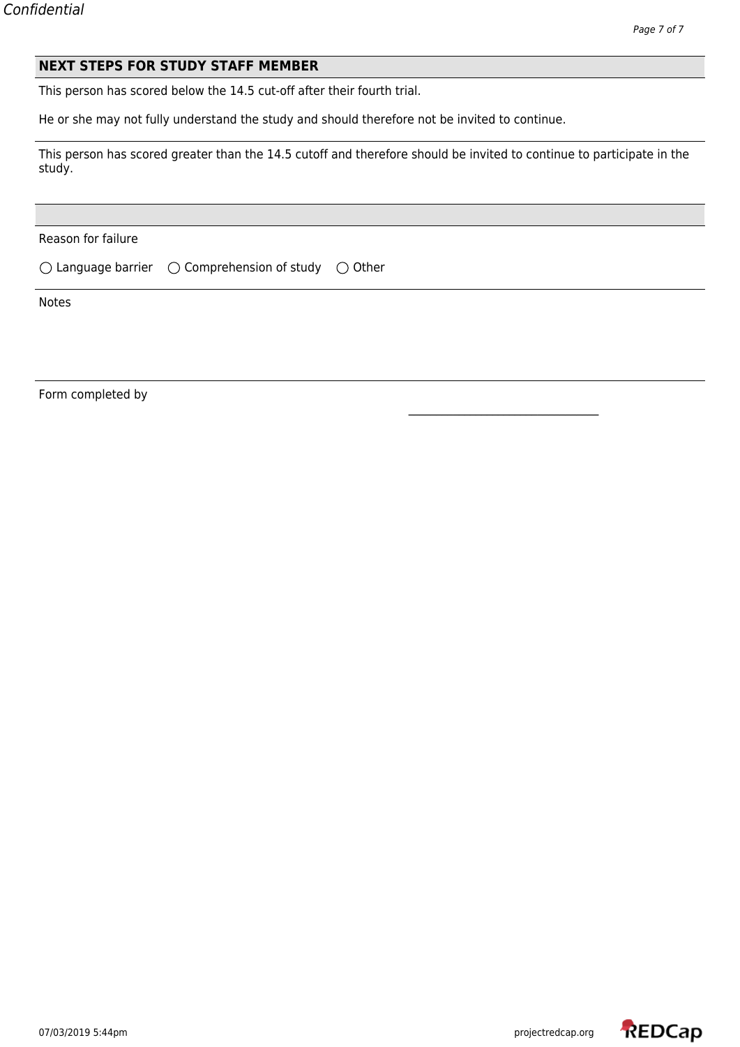## NEXT STEPS FOR STUDY STAFF MEMBER

This person has scored below the 14.5 cut-off after their fourth trial.

He or she may not fully understand the study and should therefore not be invited to continue.

This person has scored greater than the 14.5 cutoff and therefore should be invited to continue to participate in the study.

Reason for failure

◯ Language barrier ◯ Comprehension of study ◯ Other

Notes

Form completed by

\_\_\_\_\_\_\_\_\_\_\_\_\_\_\_\_\_\_\_\_\_\_\_\_\_\_\_\_\_\_\_\_\_\_